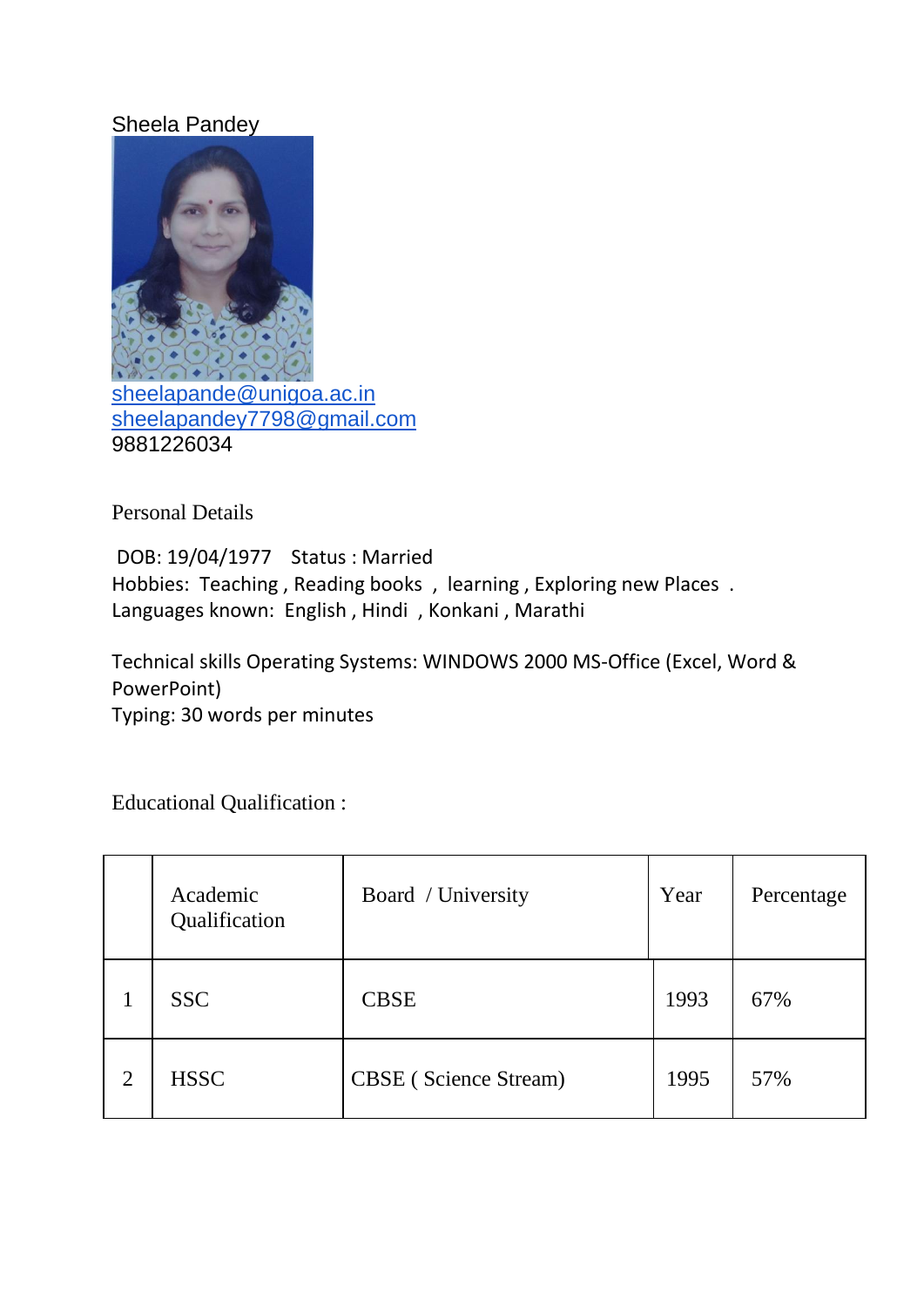Sheela Pandey

sheelapande@unigoa.ac.in
sheelapandey7798@gmail.com
9881226034

## Personal Details

DOB: 19/04/1977 Status : Married
Hobbies: Teaching , Reading books , learning , Exploring new Places .
Languages known: English , Hindi , Konkani , Marathi

Technical skills Operating Systems: WINDOWS 2000 MS-Office (Excel, Word & PowerPoint)
Typing: 30 words per minutes

## Educational Qualification :

| | Academic Qualification | Board / University | Year | Percentage |
|---|---|---|---|---|
| 1 | SSC | CBSE | 1993 | 67% |
| 2 | HSSC | CBSE ( Science Stream) | 1995 | 57% |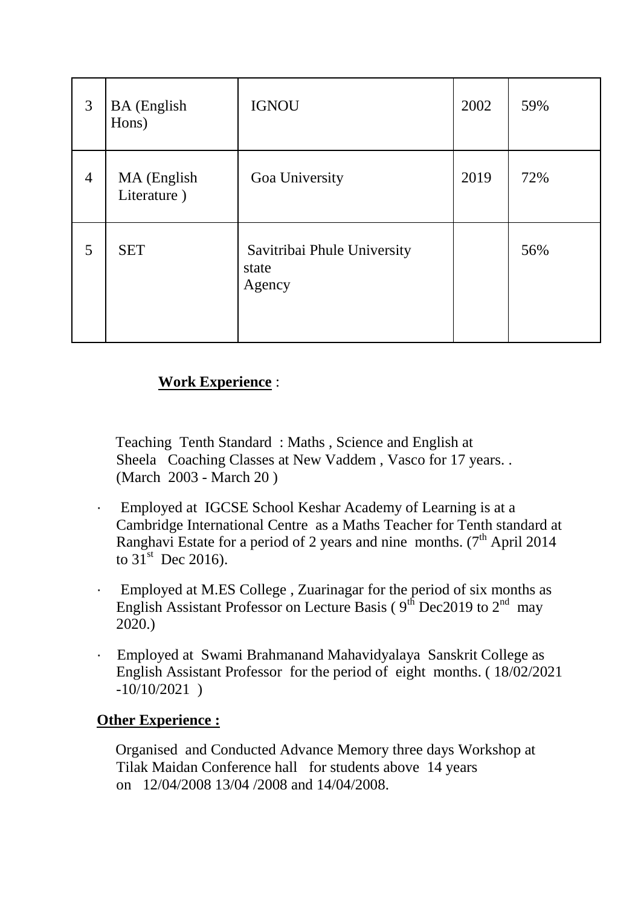| 3 | BA (English Hons) | IGNOU | 2002 | 59% |
|---|---|---|---|---|
| 4 | MA (English Literature ) | Goa University | 2019 | 72% |
| 5 | SET | Savitribai Phule University state Agency | | 56% |

**Work Experience** :

Teaching Tenth Standard : Maths , Science and English at Sheela Coaching Classes at New Vaddem , Vasco for 17 years. . (March 2003 - March 20 )

- Employed at IGCSE School Keshar Academy of Learning is at a Cambridge International Centre as a Maths Teacher for Tenth standard at Ranghavi Estate for a period of 2 years and nine months. (7th April 2014 to 31st Dec 2016).
- Employed at M.ES College , Zuarinagar for the period of six months as English Assistant Professor on Lecture Basis ( 9th Dec2019 to 2nd may 2020.)
- Employed at Swami Brahmanand Mahavidyalaya Sanskrit College as English Assistant Professor for the period of eight months. ( 18/02/2021 -10/10/2021 )

**Other Experience :**

Organised and Conducted Advance Memory three days Workshop at Tilak Maidan Conference hall for students above 14 years on 12/04/2008 13/04 /2008 and 14/04/2008.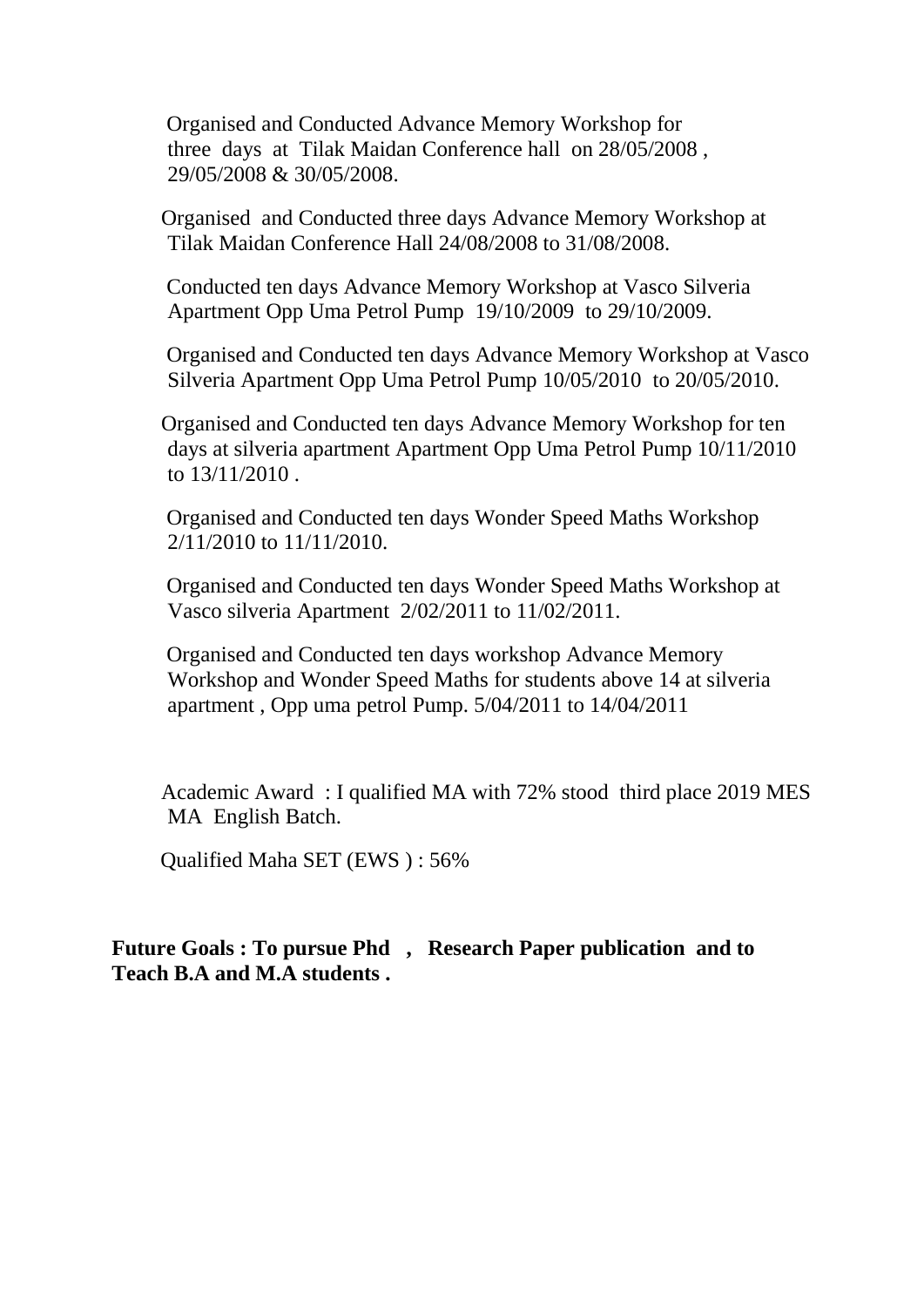Organised and Conducted Advance Memory Workshop for three days at Tilak Maidan Conference hall on 28/05/2008 , 29/05/2008 & 30/05/2008.

Organised and Conducted three days Advance Memory Workshop at Tilak Maidan Conference Hall 24/08/2008 to 31/08/2008.

Conducted ten days Advance Memory Workshop at Vasco Silveria Apartment Opp Uma Petrol Pump 19/10/2009 to 29/10/2009.

Organised and Conducted ten days Advance Memory Workshop at Vasco Silveria Apartment Opp Uma Petrol Pump 10/05/2010 to 20/05/2010.

Organised and Conducted ten days Advance Memory Workshop for ten days at silveria apartment Apartment Opp Uma Petrol Pump 10/11/2010 to 13/11/2010 .

Organised and Conducted ten days Wonder Speed Maths Workshop 2/11/2010 to 11/11/2010.

Organised and Conducted ten days Wonder Speed Maths Workshop at Vasco silveria Apartment 2/02/2011 to 11/02/2011.

Organised and Conducted ten days workshop Advance Memory Workshop and Wonder Speed Maths for students above 14 at silveria apartment , Opp uma petrol Pump. 5/04/2011 to 14/04/2011

Academic Award : I qualified MA with 72% stood third place 2019 MES MA English Batch.

Qualified Maha SET (EWS ) : 56%

**Future Goals : To pursue Phd , Research Paper publication and to Teach B.A and M.A students .**